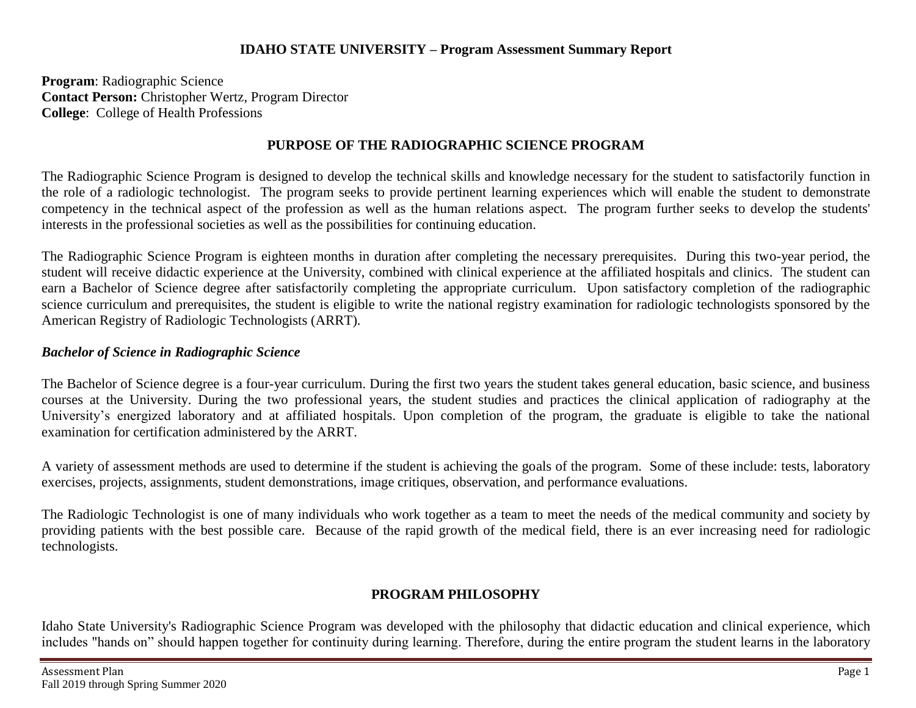# IDAHO STATE UNIVERSITY – Program Assessment Summary Report

**Program**: Radiographic Science
**Contact Person:** Christopher Wertz, Program Director
**College**: College of Health Professions

## PURPOSE OF THE RADIOGRAPHIC SCIENCE PROGRAM

The Radiographic Science Program is designed to develop the technical skills and knowledge necessary for the student to satisfactorily function in the role of a radiologic technologist. The program seeks to provide pertinent learning experiences which will enable the student to demonstrate competency in the technical aspect of the profession as well as the human relations aspect. The program further seeks to develop the students' interests in the professional societies as well as the possibilities for continuing education.

The Radiographic Science Program is eighteen months in duration after completing the necessary prerequisites. During this two-year period, the student will receive didactic experience at the University, combined with clinical experience at the affiliated hospitals and clinics. The student can earn a Bachelor of Science degree after satisfactorily completing the appropriate curriculum. Upon satisfactory completion of the radiographic science curriculum and prerequisites, the student is eligible to write the national registry examination for radiologic technologists sponsored by the American Registry of Radiologic Technologists (ARRT).

### *Bachelor of Science in Radiographic Science*

The Bachelor of Science degree is a four-year curriculum. During the first two years the student takes general education, basic science, and business courses at the University. During the two professional years, the student studies and practices the clinical application of radiography at the University's energized laboratory and at affiliated hospitals. Upon completion of the program, the graduate is eligible to take the national examination for certification administered by the ARRT.

A variety of assessment methods are used to determine if the student is achieving the goals of the program. Some of these include: tests, laboratory exercises, projects, assignments, student demonstrations, image critiques, observation, and performance evaluations.

The Radiologic Technologist is one of many individuals who work together as a team to meet the needs of the medical community and society by providing patients with the best possible care. Because of the rapid growth of the medical field, there is an ever increasing need for radiologic technologists.

## PROGRAM PHILOSOPHY

Idaho State University's Radiographic Science Program was developed with the philosophy that didactic education and clinical experience, which includes "hands on" should happen together for continuity during learning. Therefore, during the entire program the student learns in the laboratory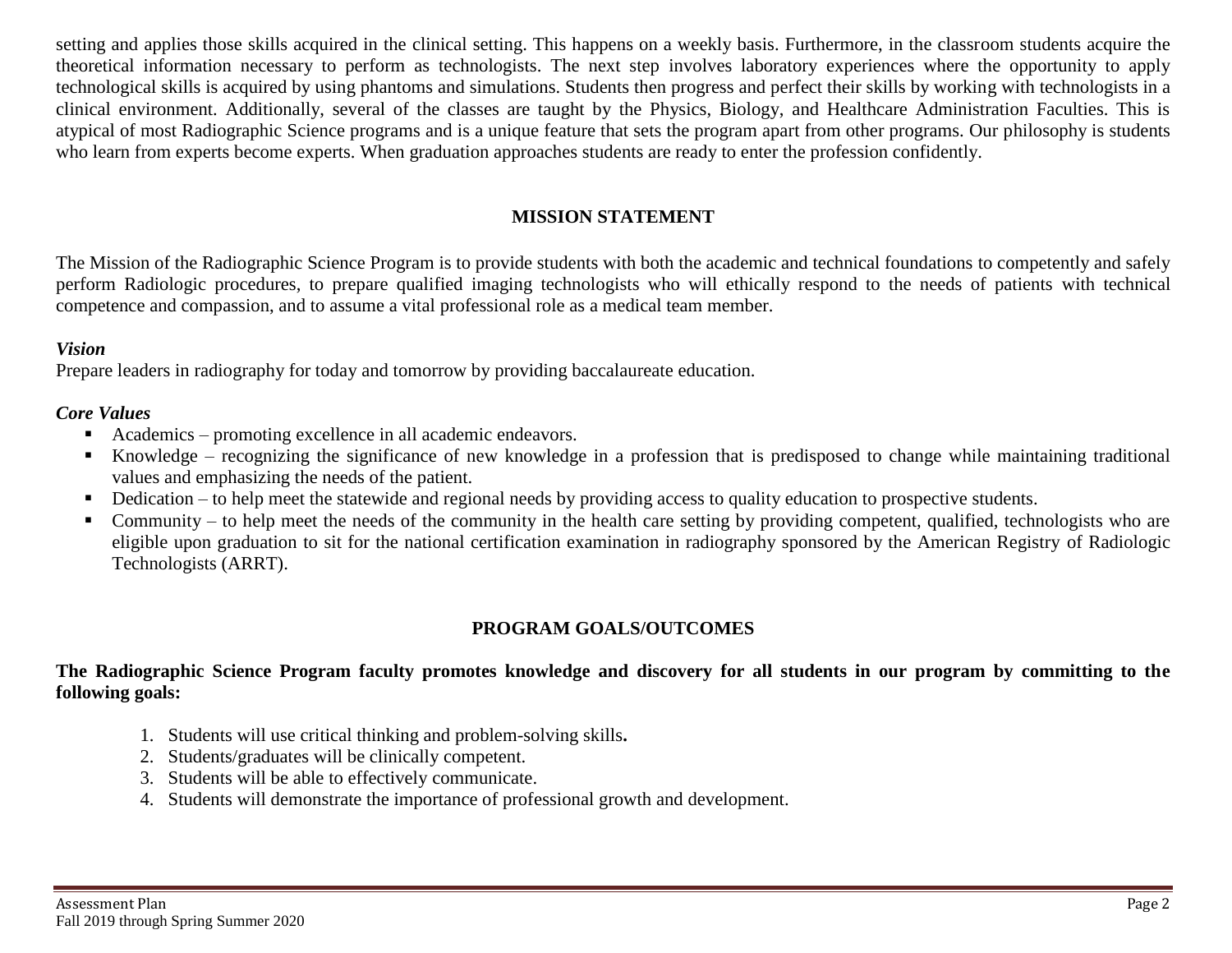setting and applies those skills acquired in the clinical setting. This happens on a weekly basis. Furthermore, in the classroom students acquire the theoretical information necessary to perform as technologists. The next step involves laboratory experiences where the opportunity to apply technological skills is acquired by using phantoms and simulations. Students then progress and perfect their skills by working with technologists in a clinical environment. Additionally, several of the classes are taught by the Physics, Biology, and Healthcare Administration Faculties. This is atypical of most Radiographic Science programs and is a unique feature that sets the program apart from other programs. Our philosophy is students who learn from experts become experts. When graduation approaches students are ready to enter the profession confidently.

## MISSION STATEMENT

The Mission of the Radiographic Science Program is to provide students with both the academic and technical foundations to competently and safely perform Radiologic procedures, to prepare qualified imaging technologists who will ethically respond to the needs of patients with technical competence and compassion, and to assume a vital professional role as a medical team member.

### *Vision*

Prepare leaders in radiography for today and tomorrow by providing baccalaureate education.

### *Core Values*

- Academics – promoting excellence in all academic endeavors.
- Knowledge – recognizing the significance of new knowledge in a profession that is predisposed to change while maintaining traditional values and emphasizing the needs of the patient.
- Dedication – to help meet the statewide and regional needs by providing access to quality education to prospective students.
- Community – to help meet the needs of the community in the health care setting by providing competent, qualified, technologists who are eligible upon graduation to sit for the national certification examination in radiography sponsored by the American Registry of Radiologic Technologists (ARRT).

## PROGRAM GOALS/OUTCOMES

**The Radiographic Science Program faculty promotes knowledge and discovery for all students in our program by committing to the following goals:**

1. Students will use critical thinking and problem-solving skills**.**
2. Students/graduates will be clinically competent.
3. Students will be able to effectively communicate.
4. Students will demonstrate the importance of professional growth and development.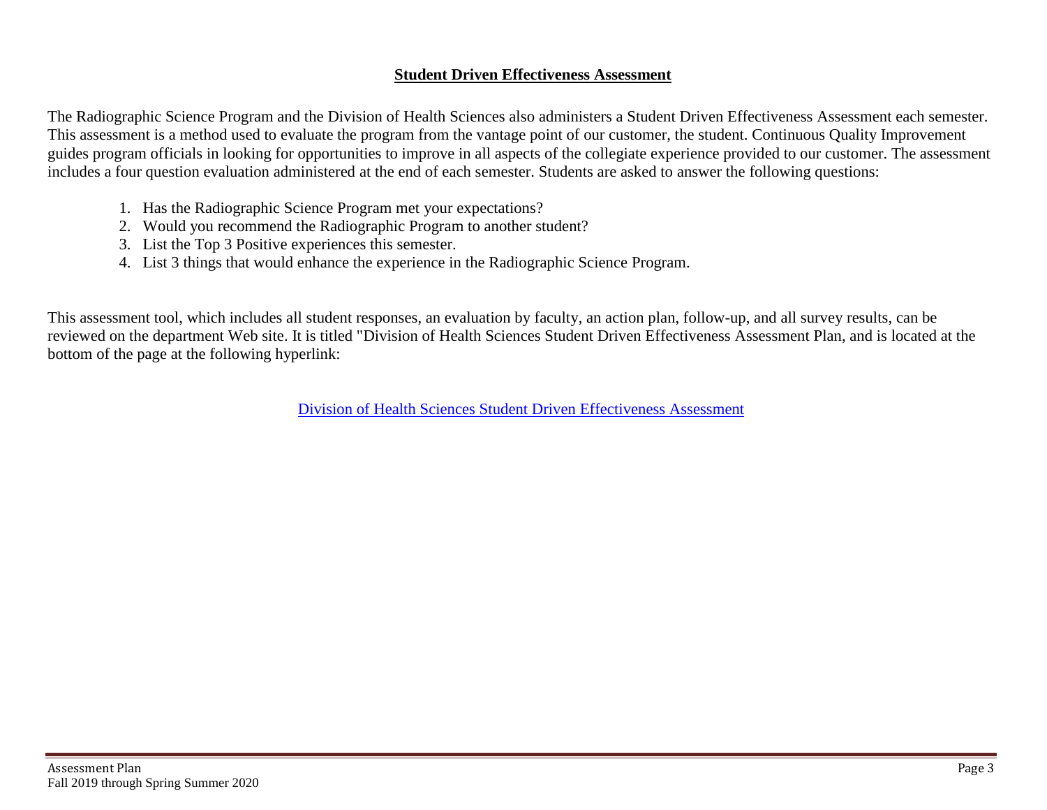## Student Driven Effectiveness Assessment

The Radiographic Science Program and the Division of Health Sciences also administers a Student Driven Effectiveness Assessment each semester. This assessment is a method used to evaluate the program from the vantage point of our customer, the student. Continuous Quality Improvement guides program officials in looking for opportunities to improve in all aspects of the collegiate experience provided to our customer. The assessment includes a four question evaluation administered at the end of each semester. Students are asked to answer the following questions:

1. Has the Radiographic Science Program met your expectations?
2. Would you recommend the Radiographic Program to another student?
3. List the Top 3 Positive experiences this semester.
4. List 3 things that would enhance the experience in the Radiographic Science Program.

This assessment tool, which includes all student responses, an evaluation by faculty, an action plan, follow-up, and all survey results, can be reviewed on the department Web site. It is titled "Division of Health Sciences Student Driven Effectiveness Assessment Plan, and is located at the bottom of the page at the following hyperlink:

Division of Health Sciences Student Driven Effectiveness Assessment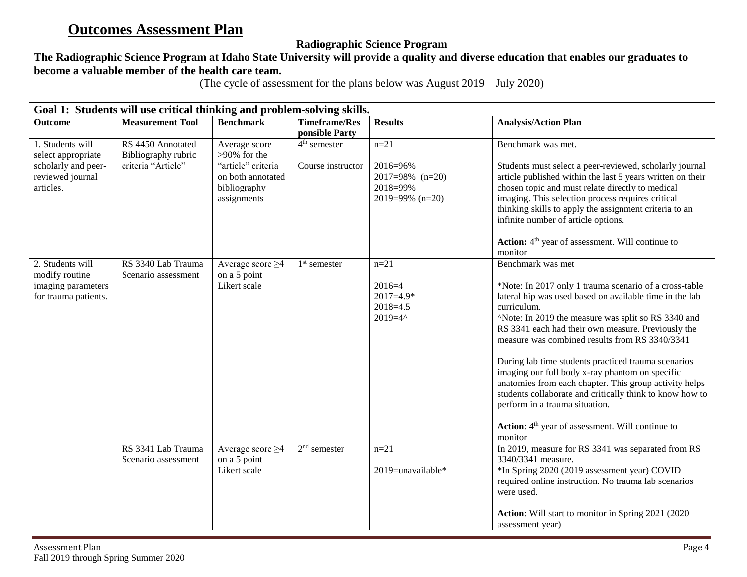# Outcomes Assessment Plan

**Radiographic Science Program**

**The Radiographic Science Program at Idaho State University will provide a quality and diverse education that enables our graduates to become a valuable member of the health care team.**

(The cycle of assessment for the plans below was August 2019 – July 2020)

| **Goal 1: Students will use critical thinking and problem-solving skills.** | | | | | |
|---|---|---|---|---|---|
| **Outcome** | **Measurement Tool** | **Benchmark** | **Timeframe/Responsible Party** | **Results** | **Analysis/Action Plan** |
| 1. Students will select appropriate scholarly and peer-reviewed journal articles. | RS 4450 Annotated Bibliography rubric criteria "Article" | Average score >90% for the "article" criteria on both annotated bibliography assignments | 4th semester<br><br>Course instructor | n=21<br><br>2016=96%<br>2017=98% (n=20)<br>2018=99%<br>2019=99% (n=20) | Benchmark was met.<br><br>Students must select a peer-reviewed, scholarly journal article published within the last 5 years written on their chosen topic and must relate directly to medical imaging. This selection process requires critical thinking skills to apply the assignment criteria to an infinite number of article options.<br><br>**Action:** 4th year of assessment. Will continue to monitor |
| 2. Students will modify routine imaging parameters for trauma patients. | RS 3340 Lab Trauma Scenario assessment | Average score ≥4 on a 5 point Likert scale | 1st semester | n=21<br><br>2016=4<br>2017=4.9*<br>2018=4.5<br>2019=4^ | Benchmark was met<br><br>*Note: In 2017 only 1 trauma scenario of a cross-table lateral hip was used based on available time in the lab curriculum.<br>^Note: In 2019 the measure was split so RS 3340 and RS 3341 each had their own measure. Previously the measure was combined results from RS 3340/3341<br><br>During lab time students practiced trauma scenarios imaging our full body x-ray phantom on specific anatomies from each chapter. This group activity helps students collaborate and critically think to know how to perform in a trauma situation.<br><br>**Action**: 4th year of assessment. Will continue to monitor |
| | RS 3341 Lab Trauma Scenario assessment | Average score ≥4 on a 5 point Likert scale | 2nd semester | n=21<br><br>2019=unavailable* | In 2019, measure for RS 3341 was separated from RS 3340/3341 measure.<br>*In Spring 2020 (2019 assessment year) COVID required online instruction. No trauma lab scenarios were used.<br><br>**Action**: Will start to monitor in Spring 2021 (2020 assessment year) |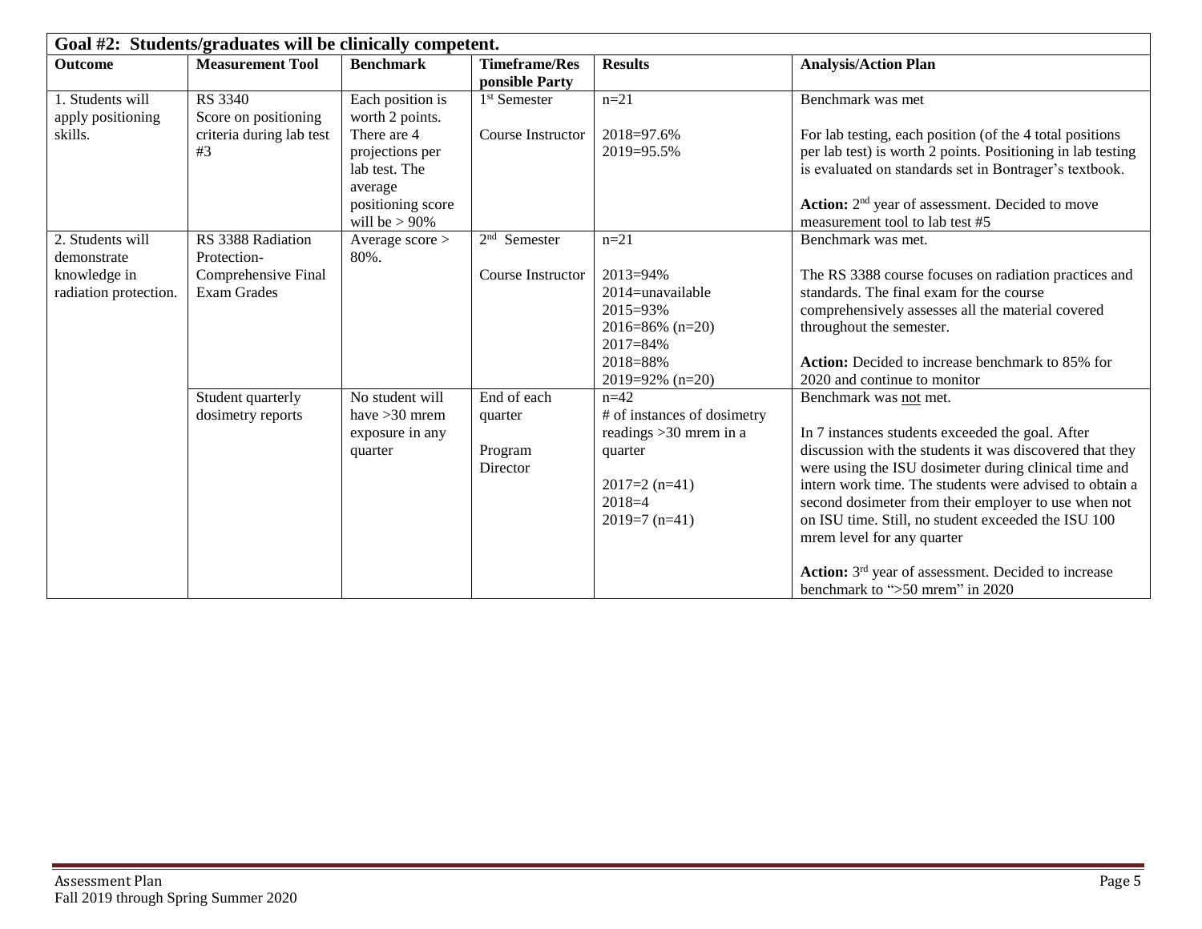| Goal #2: Students/graduates will be clinically competent. | | | | | |
|---|---|---|---|---|---|
| **Outcome** | **Measurement Tool** | **Benchmark** | **Timeframe/Responsible Party** | **Results** | **Analysis/Action Plan** |
| 1. Students will apply positioning skills. | RS 3340 Score on positioning criteria during lab test #3 | Each position is worth 2 points. There are 4 projections per lab test. The average positioning score will be > 90% | 1st Semester<br><br>Course Instructor | n=21<br><br>2018=97.6%<br>2019=95.5% | Benchmark was met<br><br>For lab testing, each position (of the 4 total positions per lab test) is worth 2 points. Positioning in lab testing is evaluated on standards set in Bontrager's textbook.<br><br>**Action:** 2nd year of assessment. Decided to move measurement tool to lab test #5 |
| 2. Students will demonstrate knowledge in radiation protection. | RS 3388 Radiation Protection- Comprehensive Final Exam Grades | Average score > 80%. | 2nd Semester<br><br>Course Instructor | n=21<br><br>2013=94%<br>2014=unavailable<br>2015=93%<br>2016=86% (n=20)<br>2017=84%<br>2018=88%<br>2019=92% (n=20) | Benchmark was met.<br><br>The RS 3388 course focuses on radiation practices and standards. The final exam for the course comprehensively assesses all the material covered throughout the semester.<br><br>**Action:** Decided to increase benchmark to 85% for 2020 and continue to monitor |
| | Student quarterly dosimetry reports | No student will have >30 mrem exposure in any quarter | End of each quarter<br><br>Program Director | n=42<br># of instances of dosimetry readings >30 mrem in a quarter<br><br>2017=2 (n=41)<br>2018=4<br>2019=7 (n=41) | Benchmark was <u>not</u> met.<br><br>In 7 instances students exceeded the goal. After discussion with the students it was discovered that they were using the ISU dosimeter during clinical time and intern work time. The students were advised to obtain a second dosimeter from their employer to use when not on ISU time. Still, no student exceeded the ISU 100 mrem level for any quarter<br><br>**Action:** 3rd year of assessment. Decided to increase benchmark to ">50 mrem" in 2020 |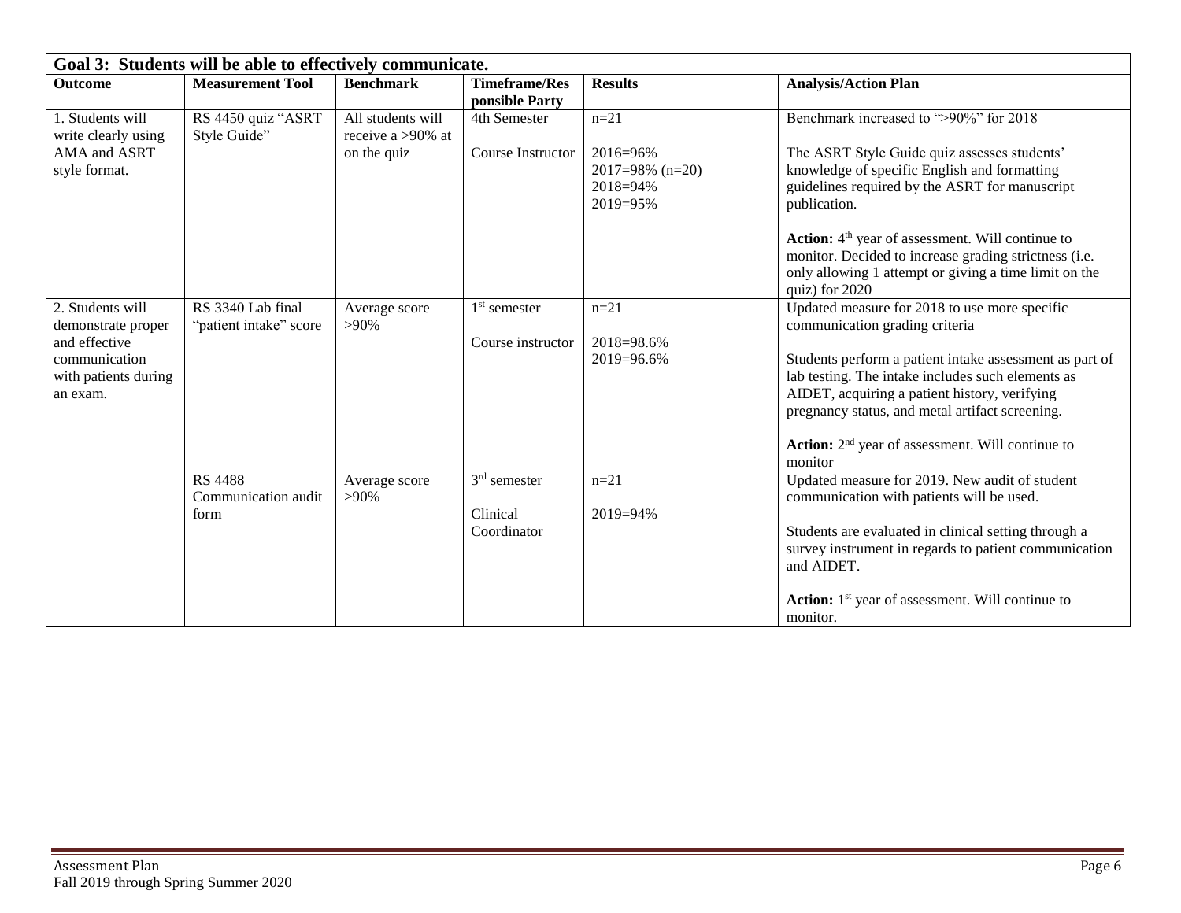| Goal 3: Students will be able to effectively communicate. | | | | | |
|---|---|---|---|---|---|
| **Outcome** | **Measurement Tool** | **Benchmark** | **Timeframe/Responsible Party** | **Results** | **Analysis/Action Plan** |
| 1. Students will write clearly using AMA and ASRT style format. | RS 4450 quiz "ASRT Style Guide" | All students will receive a >90% at on the quiz | 4th Semester<br><br>Course Instructor | n=21<br><br>2016=96%<br>2017=98% (n=20)<br>2018=94%<br>2019=95% | Benchmark increased to ">90%" for 2018<br><br>The ASRT Style Guide quiz assesses students' knowledge of specific English and formatting guidelines required by the ASRT for manuscript publication.<br><br>**Action:** 4th year of assessment. Will continue to monitor. Decided to increase grading strictness (i.e. only allowing 1 attempt or giving a time limit on the quiz) for 2020 |
| 2. Students will demonstrate proper and effective communication with patients during an exam. | RS 3340 Lab final "patient intake" score | Average score >90% | 1st semester<br><br>Course instructor | n=21<br><br>2018=98.6%<br>2019=96.6% | Updated measure for 2018 to use more specific communication grading criteria<br><br>Students perform a patient intake assessment as part of lab testing. The intake includes such elements as AIDET, acquiring a patient history, verifying pregnancy status, and metal artifact screening.<br><br>**Action:** 2nd year of assessment. Will continue to monitor |
| | RS 4488 Communication audit form | Average score >90% | 3rd semester<br><br>Clinical Coordinator | n=21<br><br>2019=94% | Updated measure for 2019. New audit of student communication with patients will be used.<br><br>Students are evaluated in clinical setting through a survey instrument in regards to patient communication and AIDET.<br><br>**Action:** 1st year of assessment. Will continue to monitor. |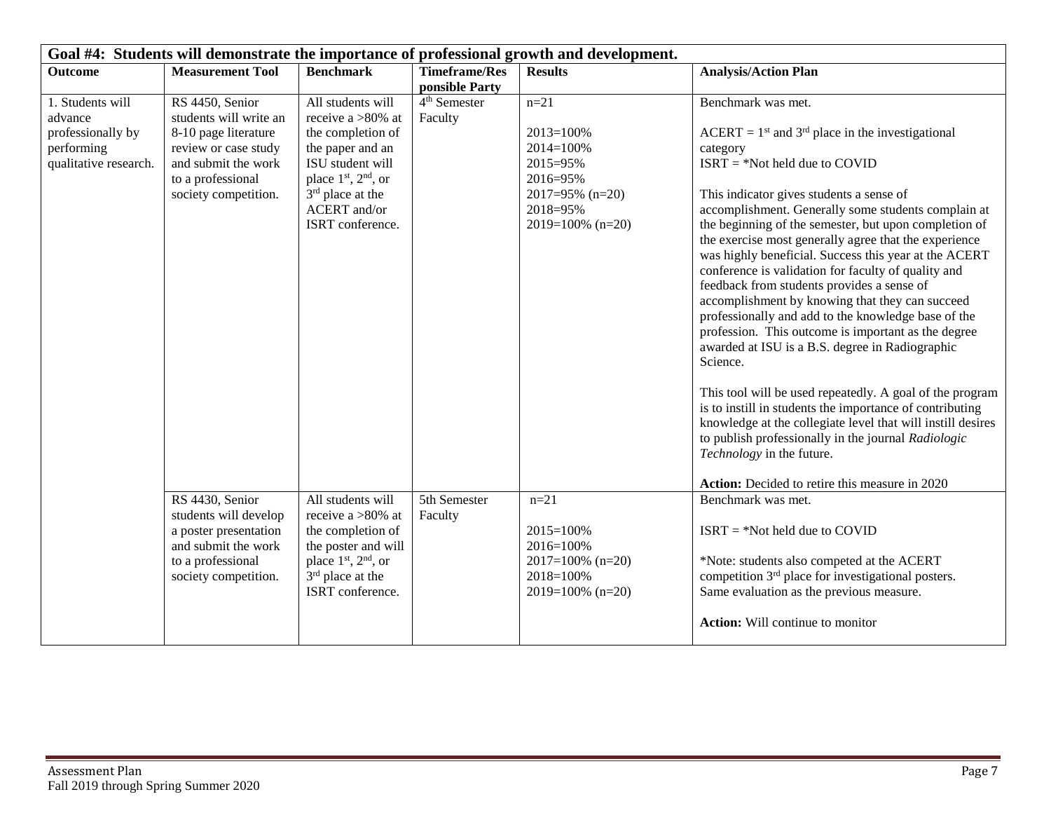| Goal #4: Students will demonstrate the importance of professional growth and development. | | | | | |
|---|---|---|---|---|---|
| **Outcome** | **Measurement Tool** | **Benchmark** | **Timeframe/Responsible Party** | **Results** | **Analysis/Action Plan** |
| 1. Students will advance professionally by performing qualitative research. | RS 4450, Senior students will write an 8-10 page literature review or case study and submit the work to a professional society competition. | All students will receive a >80% at the completion of the paper and an ISU student will place 1st, 2nd, or 3rd place at the ACERT and/or ISRT conference. | 4th Semester Faculty | n=21<br><br>2013=100%<br>2014=100%<br>2015=95%<br>2016=95%<br>2017=95% (n=20)<br>2018=95%<br>2019=100% (n=20) | Benchmark was met.<br><br>ACERT = 1st and 3rd place in the investigational category<br>ISRT = *Not held due to COVID<br><br>This indicator gives students a sense of accomplishment. Generally some students complain at the beginning of the semester, but upon completion of the exercise most generally agree that the experience was highly beneficial. Success this year at the ACERT conference is validation for faculty of quality and feedback from students provides a sense of accomplishment by knowing that they can succeed professionally and add to the knowledge base of the profession. This outcome is important as the degree awarded at ISU is a B.S. degree in Radiographic Science.<br><br>This tool will be used repeatedly. A goal of the program is to instill in students the importance of contributing knowledge at the collegiate level that will instill desires to publish professionally in the journal *Radiologic Technology* in the future.<br><br>**Action:** Decided to retire this measure in 2020 |
| | RS 4430, Senior students will develop a poster presentation and submit the work to a professional society competition. | All students will receive a >80% at the completion of the poster and will place 1st, 2nd, or 3rd place at the ISRT conference. | 5th Semester Faculty | n=21<br><br>2015=100%<br>2016=100%<br>2017=100% (n=20)<br>2018=100%<br>2019=100% (n=20) | Benchmark was met.<br><br>ISRT = *Not held due to COVID<br><br>*Note: students also competed at the ACERT competition 3rd place for investigational posters. Same evaluation as the previous measure.<br><br>**Action:** Will continue to monitor |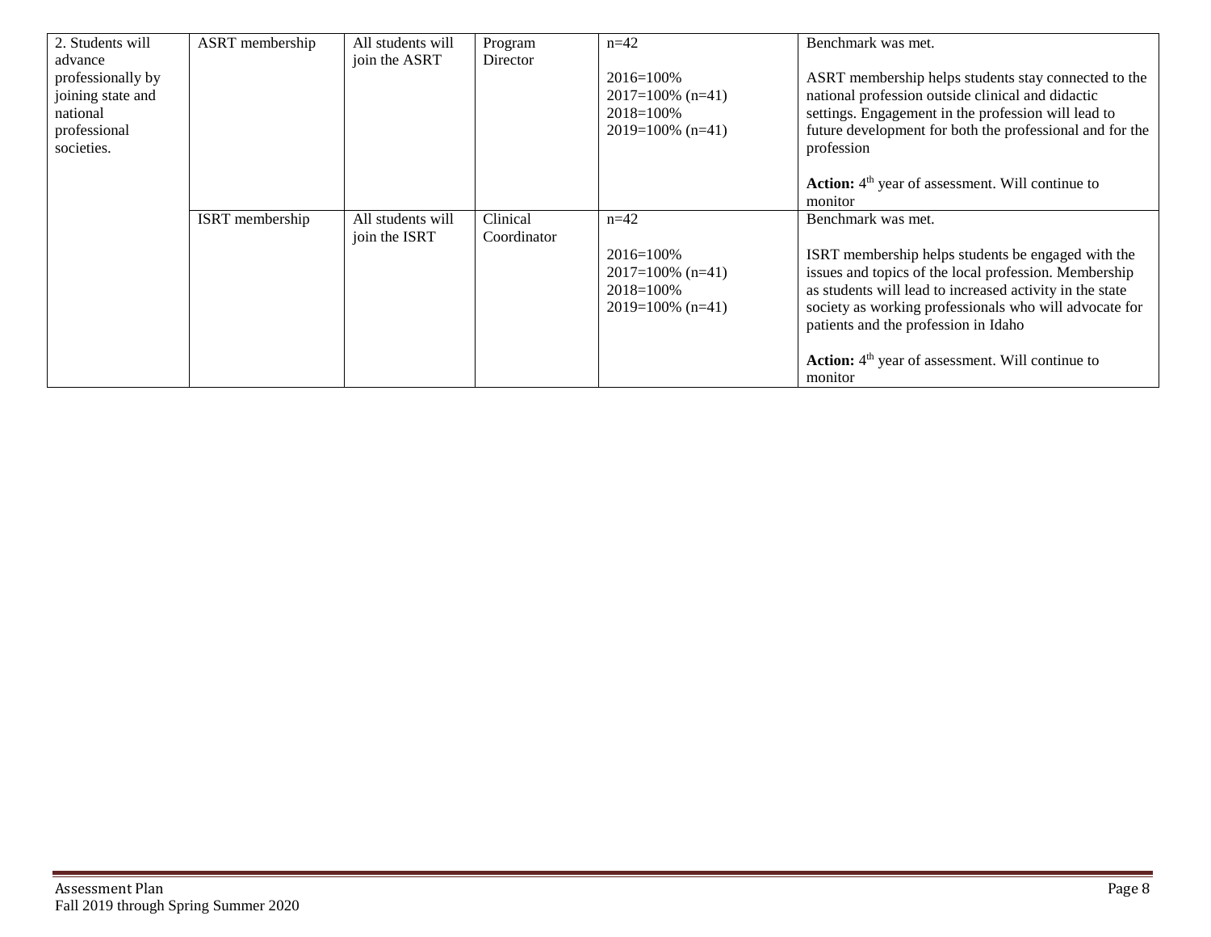| | | | | | |
|---|---|---|---|---|---|
| 2. Students will advance professionally by joining state and national professional societies. | ASRT membership | All students will join the ASRT | Program Director | n=42<br><br>2016=100%<br>2017=100% (n=41)<br>2018=100%<br>2019=100% (n=41) | Benchmark was met.<br><br>ASRT membership helps students stay connected to the national profession outside clinical and didactic settings. Engagement in the profession will lead to future development for both the professional and for the profession<br><br>**Action:** 4th year of assessment. Will continue to monitor |
| | ISRT membership | All students will join the ISRT | Clinical Coordinator | n=42<br><br>2016=100%<br>2017=100% (n=41)<br>2018=100%<br>2019=100% (n=41) | Benchmark was met.<br><br>ISRT membership helps students be engaged with the issues and topics of the local profession. Membership as students will lead to increased activity in the state society as working professionals who will advocate for patients and the profession in Idaho<br><br>**Action:** 4th year of assessment. Will continue to monitor |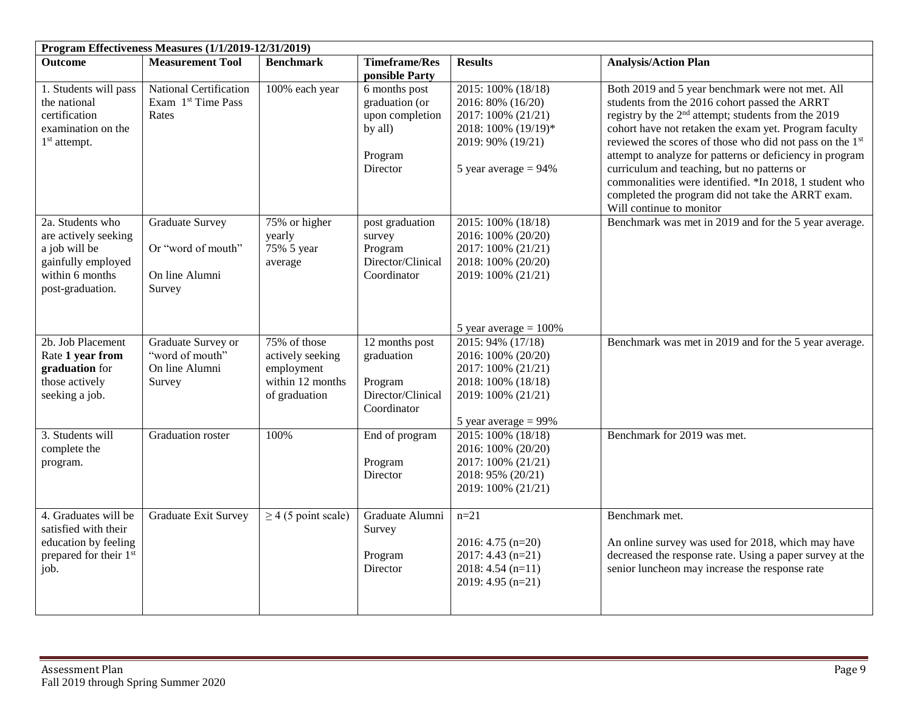| **Program Effectiveness Measures (1/1/2019-12/31/2019)** | | | | | |
|---|---|---|---|---|---|
| **Outcome** | **Measurement Tool** | **Benchmark** | **Timeframe/Responsible Party** | **Results** | **Analysis/Action Plan** |
| 1. Students will pass the national certification examination on the 1st attempt. | National Certification Exam 1st Time Pass Rates | 100% each year | 6 months post graduation (or upon completion by all)<br><br>Program Director | 2015: 100% (18/18)<br>2016: 80% (16/20)<br>2017: 100% (21/21)<br>2018: 100% (19/19)*<br>2019: 90% (19/21)<br><br>5 year average = 94% | Both 2019 and 5 year benchmark were not met. All students from the 2016 cohort passed the ARRT registry by the 2nd attempt; students from the 2019 cohort have not retaken the exam yet. Program faculty reviewed the scores of those who did not pass on the 1st attempt to analyze for patterns or deficiency in program curriculum and teaching, but no patterns or commonalities were identified. *In 2018, 1 student who completed the program did not take the ARRT exam. Will continue to monitor |
| 2a. Students who are actively seeking a job will be gainfully employed within 6 months post-graduation. | Graduate Survey<br><br>Or "word of mouth"<br><br>On line Alumni Survey | 75% or higher yearly<br>75% 5 year average | post graduation survey<br>Program Director/Clinical Coordinator | 2015: 100% (18/18)<br>2016: 100% (20/20)<br>2017: 100% (21/21)<br>2018: 100% (20/20)<br>2019: 100% (21/21)<br><br>5 year average = 100% | Benchmark was met in 2019 and for the 5 year average. |
| 2b. Job Placement Rate **1 year from graduation** for those actively seeking a job. | Graduate Survey or "word of mouth"<br>On line Alumni Survey | 75% of those actively seeking employment within 12 months of graduation | 12 months post graduation<br><br>Program Director/Clinical Coordinator | 2015: 94% (17/18)<br>2016: 100% (20/20)<br>2017: 100% (21/21)<br>2018: 100% (18/18)<br>2019: 100% (21/21)<br><br>5 year average = 99% | Benchmark was met in 2019 and for the 5 year average. |
| 3. Students will complete the program. | Graduation roster | 100% | End of program<br><br>Program Director | 2015: 100% (18/18)<br>2016: 100% (20/20)<br>2017: 100% (21/21)<br>2018: 95% (20/21)<br>2019: 100% (21/21) | Benchmark for 2019 was met. |
| 4. Graduates will be satisfied with their education by feeling prepared for their 1st job. | Graduate Exit Survey | ≥ 4 (5 point scale) | Graduate Alumni Survey<br><br>Program Director | n=21<br><br>2016: 4.75 (n=20)<br>2017: 4.43 (n=21)<br>2018: 4.54 (n=11)<br>2019: 4.95 (n=21) | Benchmark met.<br><br>An online survey was used for 2018, which may have decreased the response rate. Using a paper survey at the senior luncheon may increase the response rate |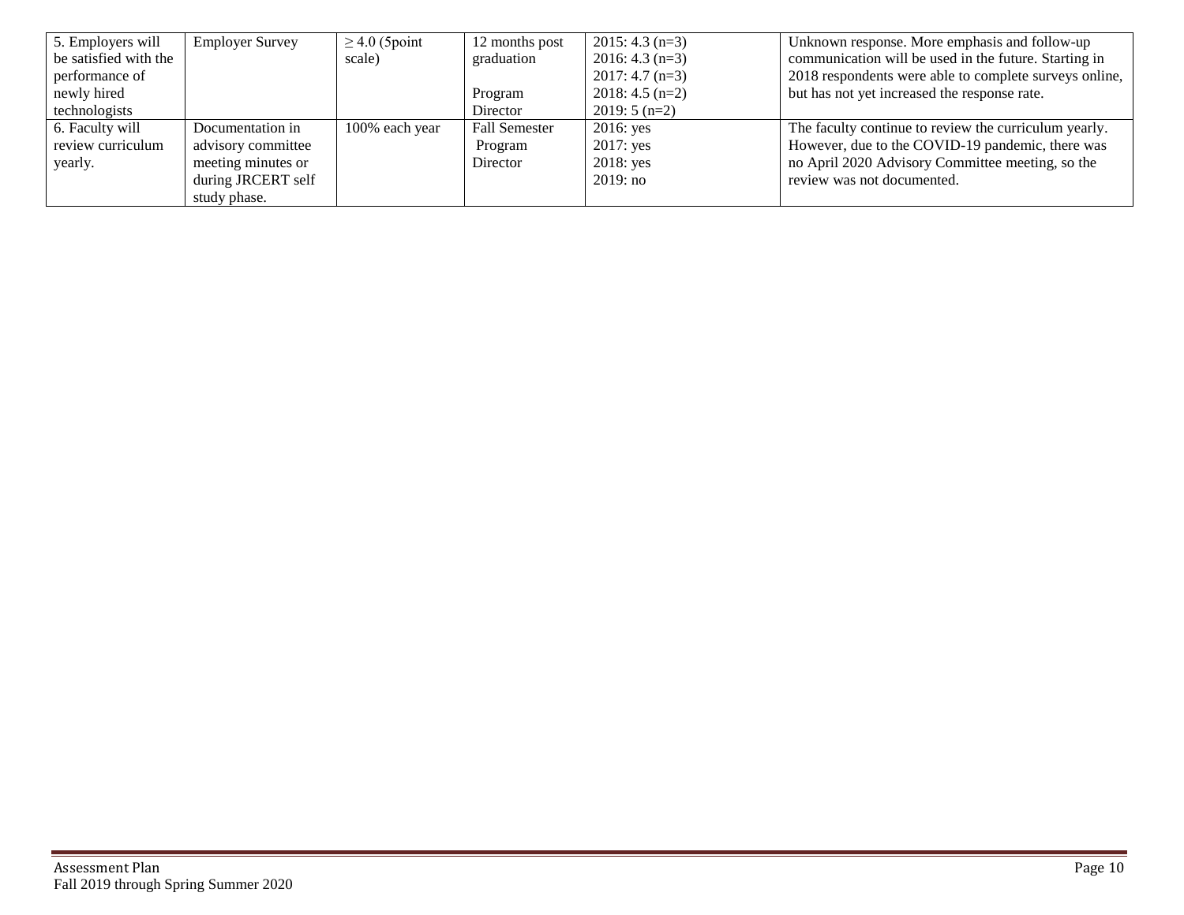| | | | | | |
|---|---|---|---|---|---|
| 5. Employers will be satisfied with the performance of newly hired technologists | Employer Survey | ≥ 4.0 (5point scale) | 12 months post graduation<br><br>Program Director | 2015: 4.3 (n=3)<br>2016: 4.3 (n=3)<br>2017: 4.7 (n=3)<br>2018: 4.5 (n=2)<br>2019: 5 (n=2) | Unknown response. More emphasis and follow-up communication will be used in the future. Starting in 2018 respondents were able to complete surveys online, but has not yet increased the response rate. |
| 6. Faculty will review curriculum yearly. | Documentation in advisory committee meeting minutes or during JRCERT self study phase. | 100% each year | Fall Semester Program Director | 2016: yes<br>2017: yes<br>2018: yes<br>2019: no | The faculty continue to review the curriculum yearly. However, due to the COVID-19 pandemic, there was no April 2020 Advisory Committee meeting, so the review was not documented. |